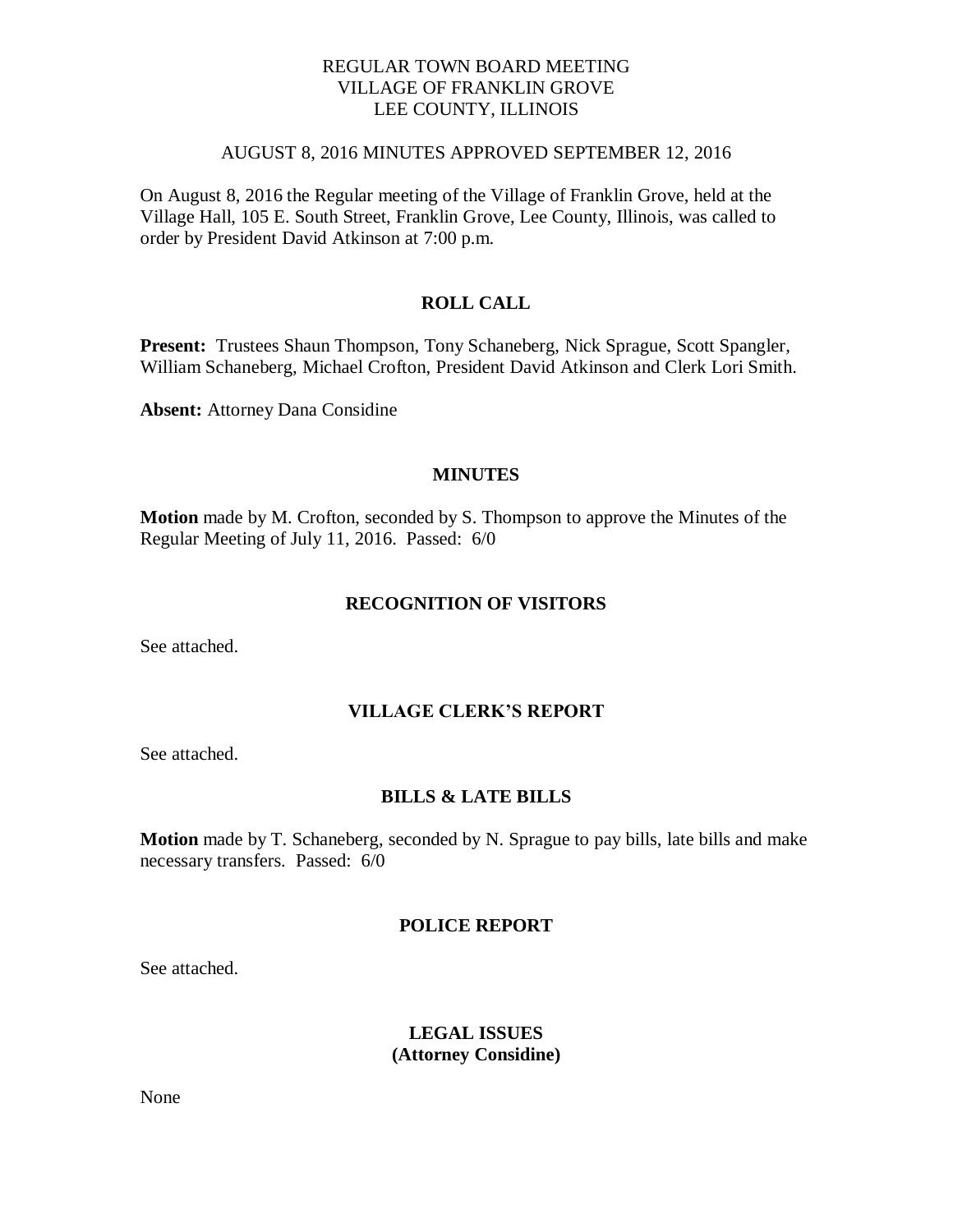REGULAR TOWN BOARD MEETING
VILLAGE OF FRANKLIN GROVE
LEE COUNTY, ILLINOIS

AUGUST 8, 2016 MINUTES APPROVED SEPTEMBER 12, 2016

On August 8, 2016 the Regular meeting of the Village of Franklin Grove, held at the Village Hall, 105 E. South Street, Franklin Grove, Lee County, Illinois, was called to order by President David Atkinson at 7:00 p.m.

## ROLL CALL

**Present:** Trustees Shaun Thompson, Tony Schaneberg, Nick Sprague, Scott Spangler, William Schaneberg, Michael Crofton, President David Atkinson and Clerk Lori Smith.

**Absent:** Attorney Dana Considine

## MINUTES

**Motion** made by M. Crofton, seconded by S. Thompson to approve the Minutes of the Regular Meeting of July 11, 2016. Passed: 6/0

## RECOGNITION OF VISITORS

See attached.

## VILLAGE CLERK'S REPORT

See attached.

## BILLS & LATE BILLS

**Motion** made by T. Schaneberg, seconded by N. Sprague to pay bills, late bills and make necessary transfers. Passed: 6/0

## POLICE REPORT

See attached.

## LEGAL ISSUES
## (Attorney Considine)

None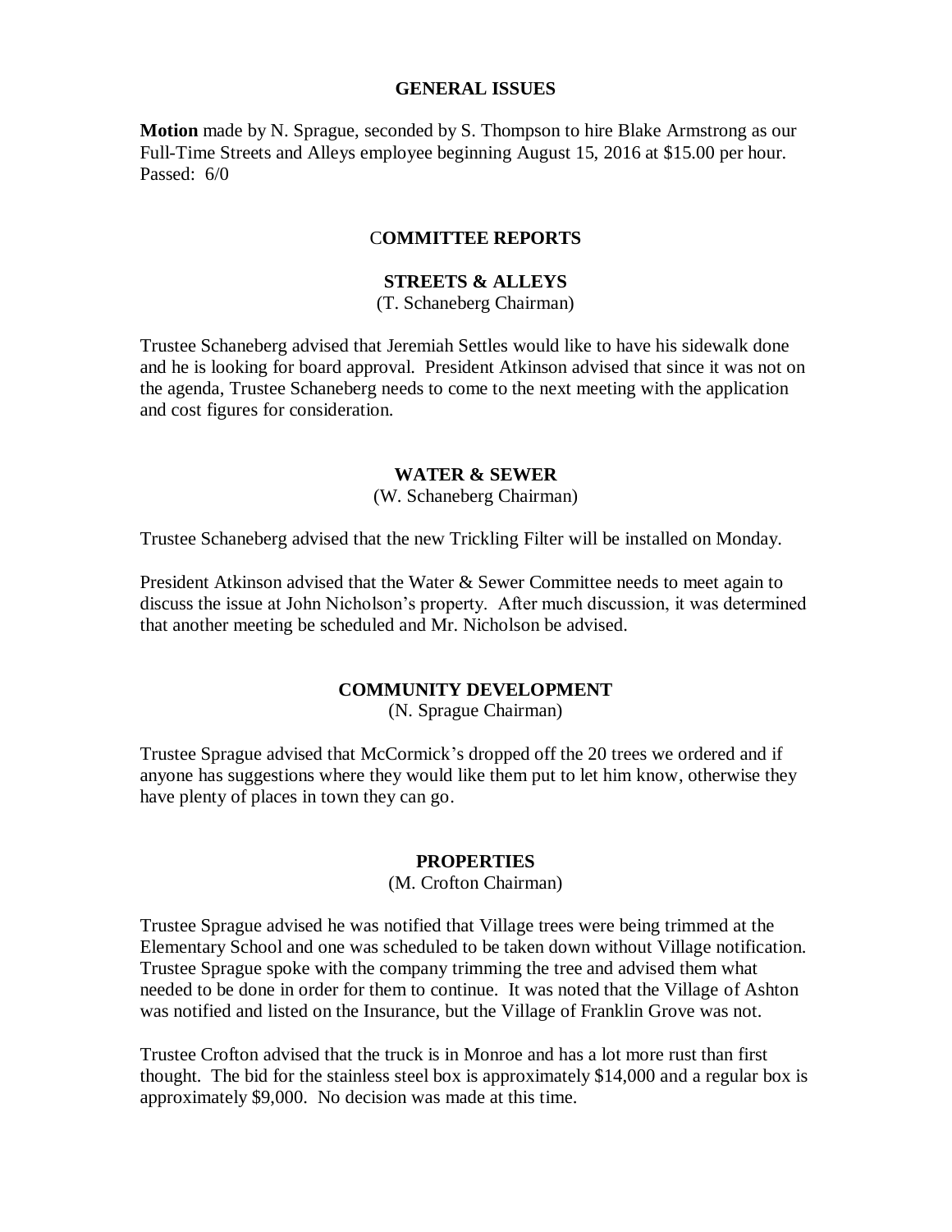## GENERAL ISSUES

**Motion** made by N. Sprague, seconded by S. Thompson to hire Blake Armstrong as our Full-Time Streets and Alleys employee beginning August 15, 2016 at $15.00 per hour. Passed: 6/0

## COMMITTEE REPORTS

### STREETS & ALLEYS

(T. Schaneberg Chairman)

Trustee Schaneberg advised that Jeremiah Settles would like to have his sidewalk done and he is looking for board approval. President Atkinson advised that since it was not on the agenda, Trustee Schaneberg needs to come to the next meeting with the application and cost figures for consideration.

### WATER & SEWER

(W. Schaneberg Chairman)

Trustee Schaneberg advised that the new Trickling Filter will be installed on Monday.

President Atkinson advised that the Water & Sewer Committee needs to meet again to discuss the issue at John Nicholson's property. After much discussion, it was determined that another meeting be scheduled and Mr. Nicholson be advised.

### COMMUNITY DEVELOPMENT

(N. Sprague Chairman)

Trustee Sprague advised that McCormick's dropped off the 20 trees we ordered and if anyone has suggestions where they would like them put to let him know, otherwise they have plenty of places in town they can go.

### PROPERTIES

(M. Crofton Chairman)

Trustee Sprague advised he was notified that Village trees were being trimmed at the Elementary School and one was scheduled to be taken down without Village notification. Trustee Sprague spoke with the company trimming the tree and advised them what needed to be done in order for them to continue. It was noted that the Village of Ashton was notified and listed on the Insurance, but the Village of Franklin Grove was not.

Trustee Crofton advised that the truck is in Monroe and has a lot more rust than first thought. The bid for the stainless steel box is approximately $14,000 and a regular box is approximately $9,000. No decision was made at this time.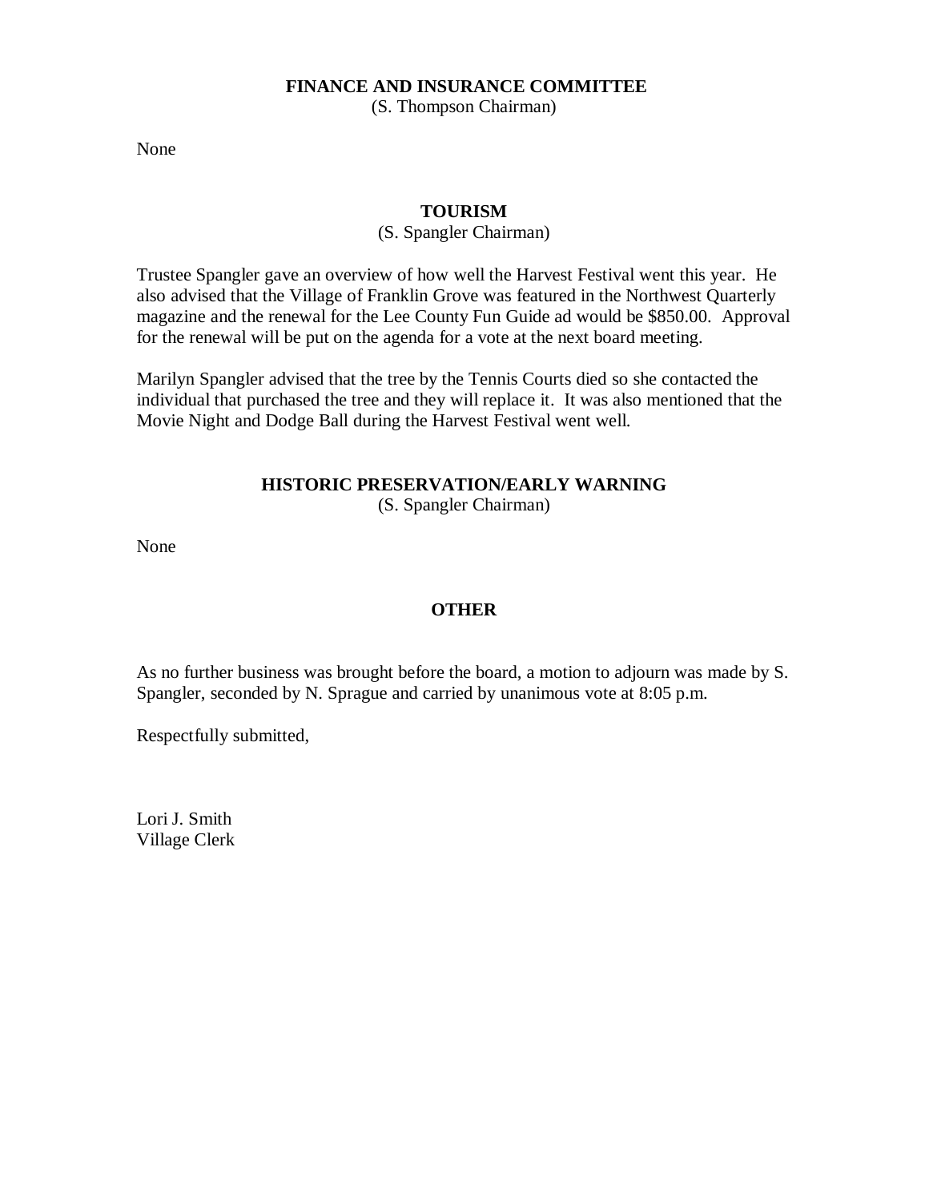## FINANCE AND INSURANCE COMMITTEE

(S. Thompson Chairman)

None

## TOURISM

(S. Spangler Chairman)

Trustee Spangler gave an overview of how well the Harvest Festival went this year. He also advised that the Village of Franklin Grove was featured in the Northwest Quarterly magazine and the renewal for the Lee County Fun Guide ad would be $850.00. Approval for the renewal will be put on the agenda for a vote at the next board meeting.

Marilyn Spangler advised that the tree by the Tennis Courts died so she contacted the individual that purchased the tree and they will replace it. It was also mentioned that the Movie Night and Dodge Ball during the Harvest Festival went well.

## HISTORIC PRESERVATION/EARLY WARNING

(S. Spangler Chairman)

None

## OTHER

As no further business was brought before the board, a motion to adjourn was made by S. Spangler, seconded by N. Sprague and carried by unanimous vote at 8:05 p.m.

Respectfully submitted,

Lori J. Smith
Village Clerk